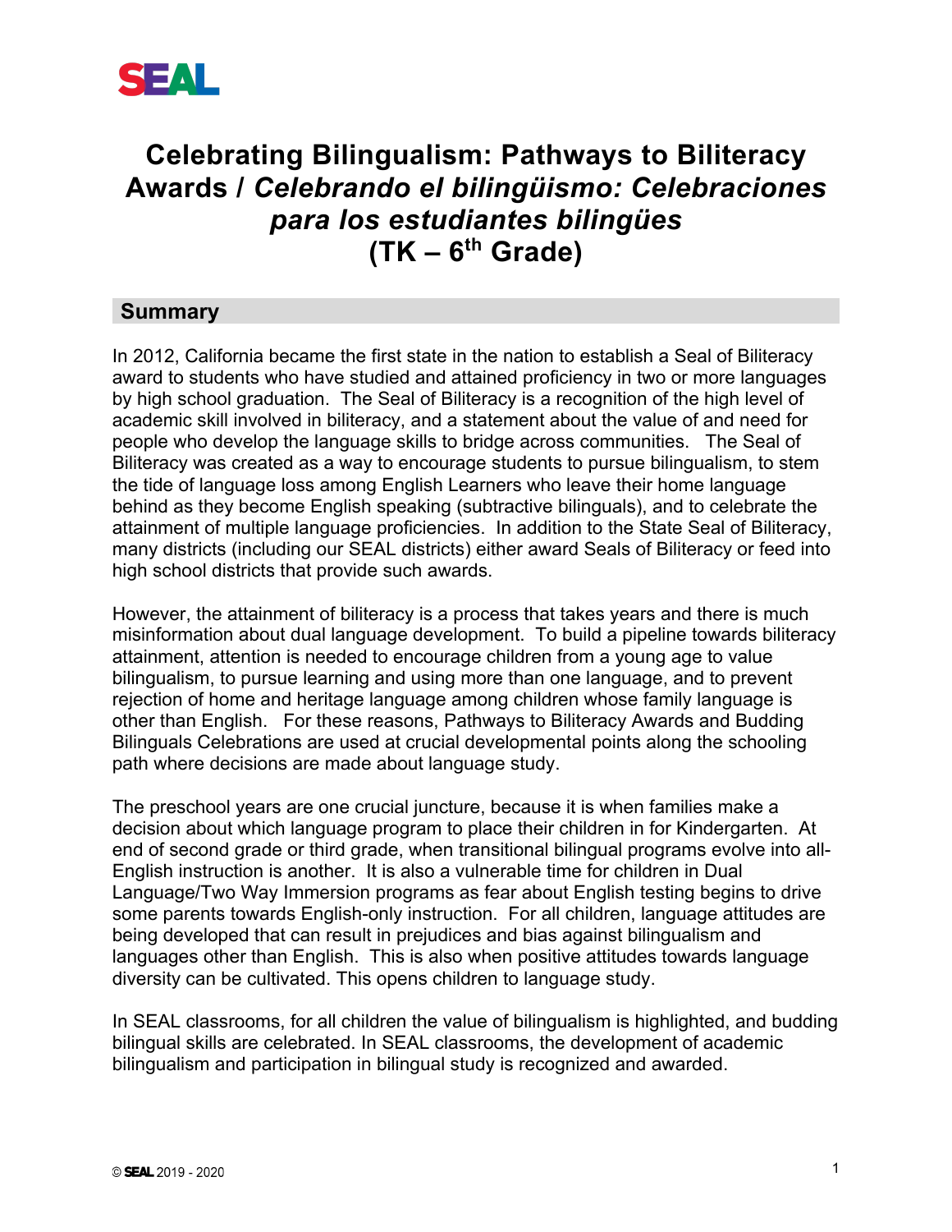SEAL

# Celebrating Bilingualism: Pathways to Biliteracy Awards / *Celebrando el bilingüismo: Celebraciones para los estudiantes bilingües* (TK – 6th Grade)

## Summary

In 2012, California became the first state in the nation to establish a Seal of Biliteracy award to students who have studied and attained proficiency in two or more languages by high school graduation. The Seal of Biliteracy is a recognition of the high level of academic skill involved in biliteracy, and a statement about the value of and need for people who develop the language skills to bridge across communities. The Seal of Biliteracy was created as a way to encourage students to pursue bilingualism, to stem the tide of language loss among English Learners who leave their home language behind as they become English speaking (subtractive bilinguals), and to celebrate the attainment of multiple language proficiencies. In addition to the State Seal of Biliteracy, many districts (including our SEAL districts) either award Seals of Biliteracy or feed into high school districts that provide such awards.

However, the attainment of biliteracy is a process that takes years and there is much misinformation about dual language development. To build a pipeline towards biliteracy attainment, attention is needed to encourage children from a young age to value bilingualism, to pursue learning and using more than one language, and to prevent rejection of home and heritage language among children whose family language is other than English. For these reasons, Pathways to Biliteracy Awards and Budding Bilinguals Celebrations are used at crucial developmental points along the schooling path where decisions are made about language study.

The preschool years are one crucial juncture, because it is when families make a decision about which language program to place their children in for Kindergarten. At end of second grade or third grade, when transitional bilingual programs evolve into all-English instruction is another. It is also a vulnerable time for children in Dual Language/Two Way Immersion programs as fear about English testing begins to drive some parents towards English-only instruction. For all children, language attitudes are being developed that can result in prejudices and bias against bilingualism and languages other than English. This is also when positive attitudes towards language diversity can be cultivated. This opens children to language study.

In SEAL classrooms, for all children the value of bilingualism is highlighted, and budding bilingual skills are celebrated. In SEAL classrooms, the development of academic bilingualism and participation in bilingual study is recognized and awarded.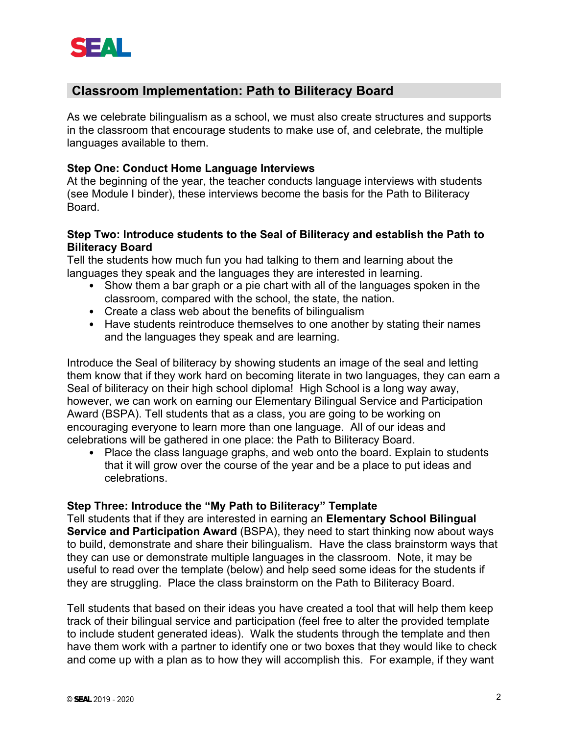## Classroom Implementation: Path to Biliteracy Board

As we celebrate bilingualism as a school, we must also create structures and supports in the classroom that encourage students to make use of, and celebrate, the multiple languages available to them.

**Step One: Conduct Home Language Interviews**
At the beginning of the year, the teacher conducts language interviews with students (see Module I binder), these interviews become the basis for the Path to Biliteracy Board.

**Step Two: Introduce students to the Seal of Biliteracy and establish the Path to Biliteracy Board**
Tell the students how much fun you had talking to them and learning about the languages they speak and the languages they are interested in learning.

- Show them a bar graph or a pie chart with all of the languages spoken in the classroom, compared with the school, the state, the nation.
- Create a class web about the benefits of bilingualism
- Have students reintroduce themselves to one another by stating their names and the languages they speak and are learning.

Introduce the Seal of biliteracy by showing students an image of the seal and letting them know that if they work hard on becoming literate in two languages, they can earn a Seal of biliteracy on their high school diploma! High School is a long way away, however, we can work on earning our Elementary Bilingual Service and Participation Award (BSPA). Tell students that as a class, you are going to be working on encouraging everyone to learn more than one language. All of our ideas and celebrations will be gathered in one place: the Path to Biliteracy Board.

- Place the class language graphs, and web onto the board. Explain to students that it will grow over the course of the year and be a place to put ideas and celebrations.

**Step Three: Introduce the "My Path to Biliteracy" Template**
Tell students that if they are interested in earning an **Elementary School Bilingual Service and Participation Award** (BSPA), they need to start thinking now about ways to build, demonstrate and share their bilingualism. Have the class brainstorm ways that they can use or demonstrate multiple languages in the classroom. Note, it may be useful to read over the template (below) and help seed some ideas for the students if they are struggling. Place the class brainstorm on the Path to Biliteracy Board.

Tell students that based on their ideas you have created a tool that will help them keep track of their bilingual service and participation (feel free to alter the provided template to include student generated ideas). Walk the students through the template and then have them work with a partner to identify one or two boxes that they would like to check and come up with a plan as to how they will accomplish this. For example, if they want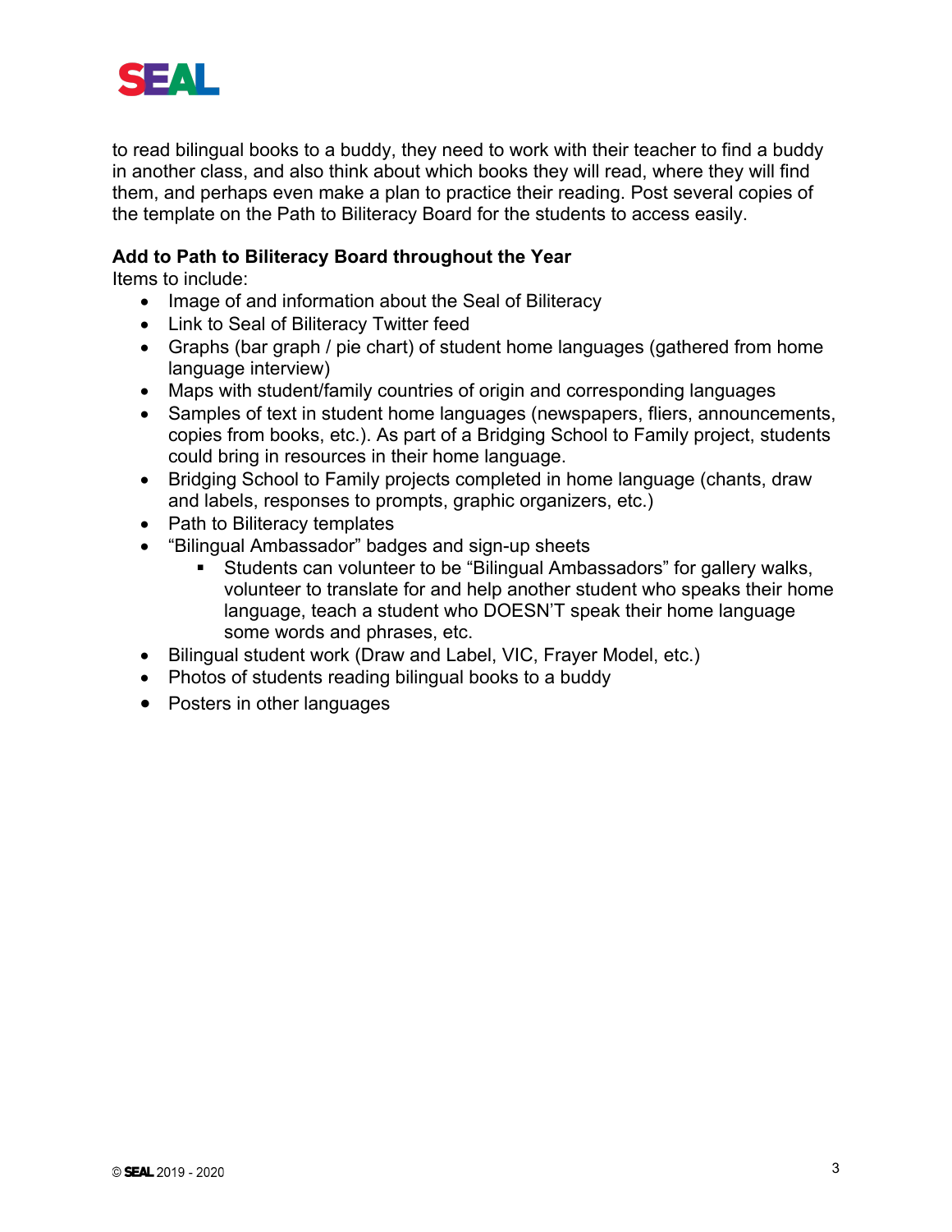to read bilingual books to a buddy, they need to work with their teacher to find a buddy in another class, and also think about which books they will read, where they will find them, and perhaps even make a plan to practice their reading. Post several copies of the template on the Path to Biliteracy Board for the students to access easily.

**Add to Path to Biliteracy Board throughout the Year**

Items to include:

- Image of and information about the Seal of Biliteracy
- Link to Seal of Biliteracy Twitter feed
- Graphs (bar graph / pie chart) of student home languages (gathered from home language interview)
- Maps with student/family countries of origin and corresponding languages
- Samples of text in student home languages (newspapers, fliers, announcements, copies from books, etc.). As part of a Bridging School to Family project, students could bring in resources in their home language.
- Bridging School to Family projects completed in home language (chants, draw and labels, responses to prompts, graphic organizers, etc.)
- Path to Biliteracy templates
- "Bilingual Ambassador" badges and sign-up sheets
  - Students can volunteer to be "Bilingual Ambassadors" for gallery walks, volunteer to translate for and help another student who speaks their home language, teach a student who DOESN'T speak their home language some words and phrases, etc.
- Bilingual student work (Draw and Label, VIC, Frayer Model, etc.)
- Photos of students reading bilingual books to a buddy
- Posters in other languages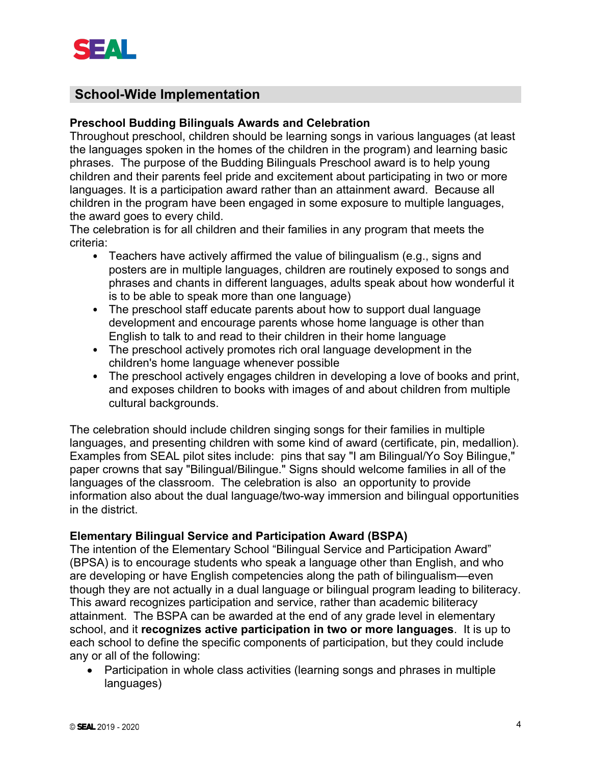## School-Wide Implementation

### Preschool Budding Bilinguals Awards and Celebration

Throughout preschool, children should be learning songs in various languages (at least the languages spoken in the homes of the children in the program) and learning basic phrases. The purpose of the Budding Bilinguals Preschool award is to help young children and their parents feel pride and excitement about participating in two or more languages. It is a participation award rather than an attainment award. Because all children in the program have been engaged in some exposure to multiple languages, the award goes to every child.

The celebration is for all children and their families in any program that meets the criteria:

- Teachers have actively affirmed the value of bilingualism (e.g., signs and posters are in multiple languages, children are routinely exposed to songs and phrases and chants in different languages, adults speak about how wonderful it is to be able to speak more than one language)
- The preschool staff educate parents about how to support dual language development and encourage parents whose home language is other than English to talk to and read to their children in their home language
- The preschool actively promotes rich oral language development in the children's home language whenever possible
- The preschool actively engages children in developing a love of books and print, and exposes children to books with images of and about children from multiple cultural backgrounds.

The celebration should include children singing songs for their families in multiple languages, and presenting children with some kind of award (certificate, pin, medallion). Examples from SEAL pilot sites include: pins that say "I am Bilingual/Yo Soy Bilingue," paper crowns that say "Bilingual/Bilingue." Signs should welcome families in all of the languages of the classroom. The celebration is also an opportunity to provide information also about the dual language/two-way immersion and bilingual opportunities in the district.

### Elementary Bilingual Service and Participation Award (BSPA)

The intention of the Elementary School “Bilingual Service and Participation Award” (BPSA) is to encourage students who speak a language other than English, and who are developing or have English competencies along the path of bilingualism—even though they are not actually in a dual language or bilingual program leading to biliteracy. This award recognizes participation and service, rather than academic biliteracy attainment. The BSPA can be awarded at the end of any grade level in elementary school, and it **recognizes active participation in two or more languages**. It is up to each school to define the specific components of participation, but they could include any or all of the following:

- Participation in whole class activities (learning songs and phrases in multiple languages)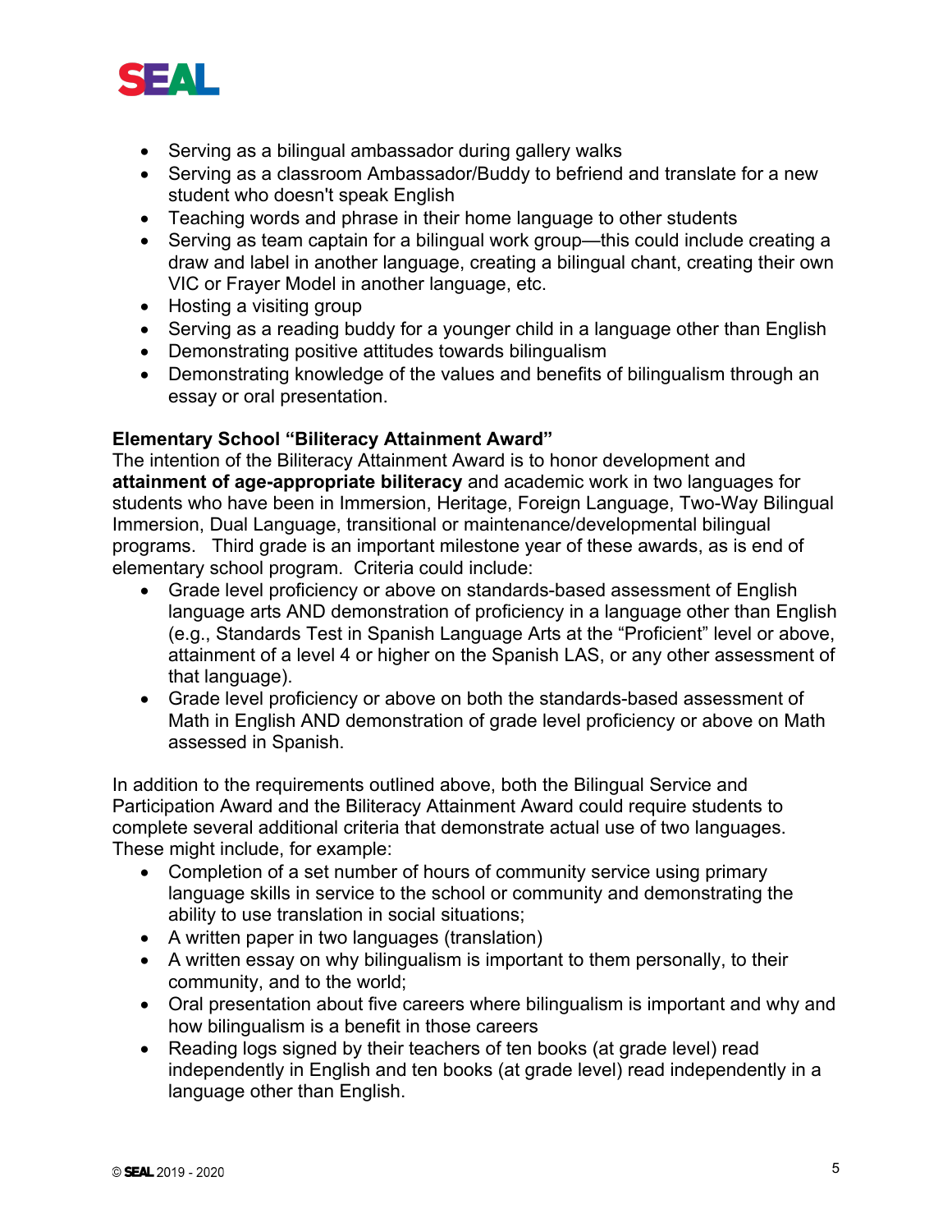- Serving as a bilingual ambassador during gallery walks
- Serving as a classroom Ambassador/Buddy to befriend and translate for a new student who doesn't speak English
- Teaching words and phrase in their home language to other students
- Serving as team captain for a bilingual work group—this could include creating a draw and label in another language, creating a bilingual chant, creating their own VIC or Frayer Model in another language, etc.
- Hosting a visiting group
- Serving as a reading buddy for a younger child in a language other than English
- Demonstrating positive attitudes towards bilingualism
- Demonstrating knowledge of the values and benefits of bilingualism through an essay or oral presentation.

**Elementary School "Biliteracy Attainment Award"**

The intention of the Biliteracy Attainment Award is to honor development and **attainment of age-appropriate biliteracy** and academic work in two languages for students who have been in Immersion, Heritage, Foreign Language, Two-Way Bilingual Immersion, Dual Language, transitional or maintenance/developmental bilingual programs. Third grade is an important milestone year of these awards, as is end of elementary school program. Criteria could include:

- Grade level proficiency or above on standards-based assessment of English language arts AND demonstration of proficiency in a language other than English (e.g., Standards Test in Spanish Language Arts at the "Proficient" level or above, attainment of a level 4 or higher on the Spanish LAS, or any other assessment of that language).
- Grade level proficiency or above on both the standards-based assessment of Math in English AND demonstration of grade level proficiency or above on Math assessed in Spanish.

In addition to the requirements outlined above, both the Bilingual Service and Participation Award and the Biliteracy Attainment Award could require students to complete several additional criteria that demonstrate actual use of two languages. These might include, for example:

- Completion of a set number of hours of community service using primary language skills in service to the school or community and demonstrating the ability to use translation in social situations;
- A written paper in two languages (translation)
- A written essay on why bilingualism is important to them personally, to their community, and to the world;
- Oral presentation about five careers where bilingualism is important and why and how bilingualism is a benefit in those careers
- Reading logs signed by their teachers of ten books (at grade level) read independently in English and ten books (at grade level) read independently in a language other than English.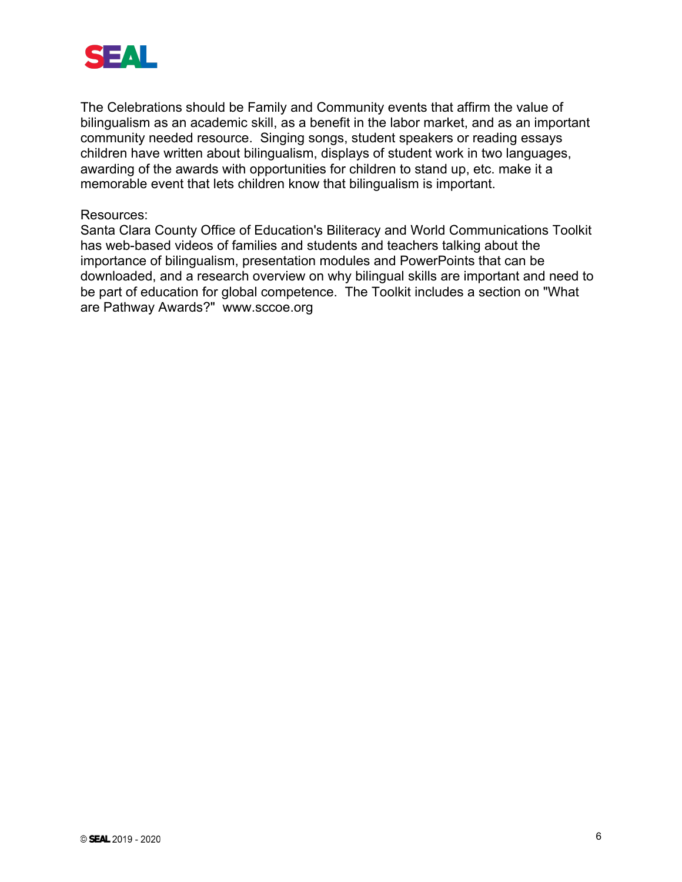The Celebrations should be Family and Community events that affirm the value of bilingualism as an academic skill, as a benefit in the labor market, and as an important community needed resource. Singing songs, student speakers or reading essays children have written about bilingualism, displays of student work in two languages, awarding of the awards with opportunities for children to stand up, etc. make it a memorable event that lets children know that bilingualism is important.

Resources:
Santa Clara County Office of Education's Biliteracy and World Communications Toolkit has web-based videos of families and students and teachers talking about the importance of bilingualism, presentation modules and PowerPoints that can be downloaded, and a research overview on why bilingual skills are important and need to be part of education for global competence. The Toolkit includes a section on "What are Pathway Awards?" www.sccoe.org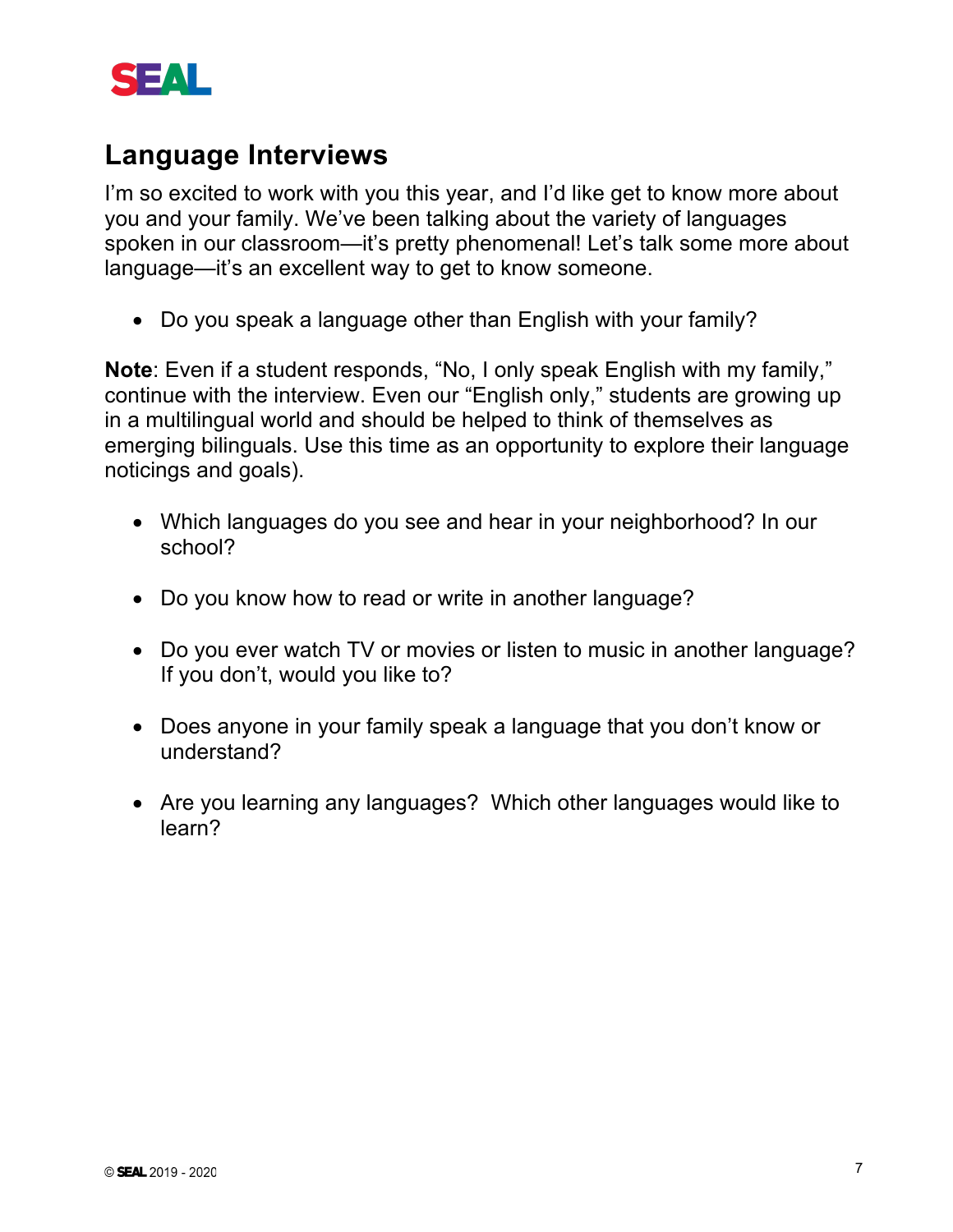## Language Interviews

I'm so excited to work with you this year, and I'd like get to know more about you and your family. We've been talking about the variety of languages spoken in our classroom—it's pretty phenomenal! Let's talk some more about language—it's an excellent way to get to know someone.

- Do you speak a language other than English with your family?

**Note**: Even if a student responds, "No, I only speak English with my family," continue with the interview. Even our "English only," students are growing up in a multilingual world and should be helped to think of themselves as emerging bilinguals. Use this time as an opportunity to explore their language noticings and goals).

- Which languages do you see and hear in your neighborhood? In our school?
- Do you know how to read or write in another language?
- Do you ever watch TV or movies or listen to music in another language? If you don't, would you like to?
- Does anyone in your family speak a language that you don't know or understand?
- Are you learning any languages? Which other languages would like to learn?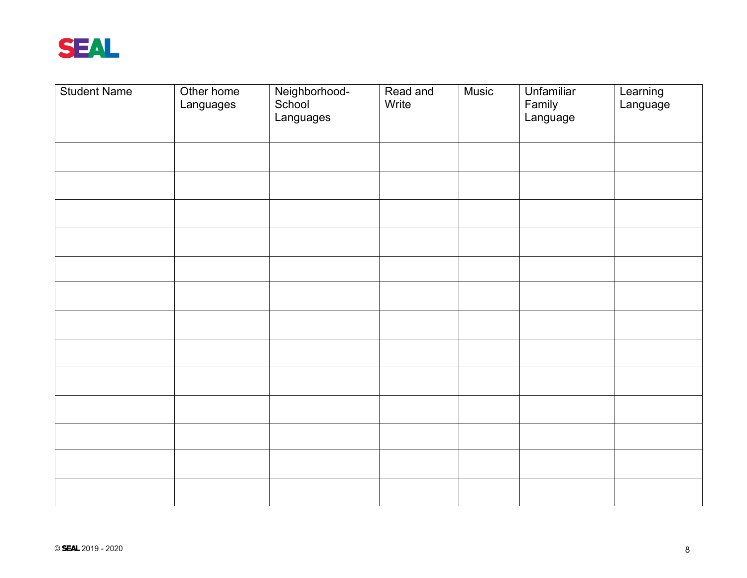| Student Name | Other home Languages | Neighborhood-School Languages | Read and Write | Music | Unfamiliar Family Language | Learning Language |
|---|---|---|---|---|---|---|
| | | | | | | |
| | | | | | | |
| | | | | | | |
| | | | | | | |
| | | | | | | |
| | | | | | | |
| | | | | | | |
| | | | | | | |
| | | | | | | |
| | | | | | | |
| | | | | | | |
| | | | | | | |
| | | | | | | |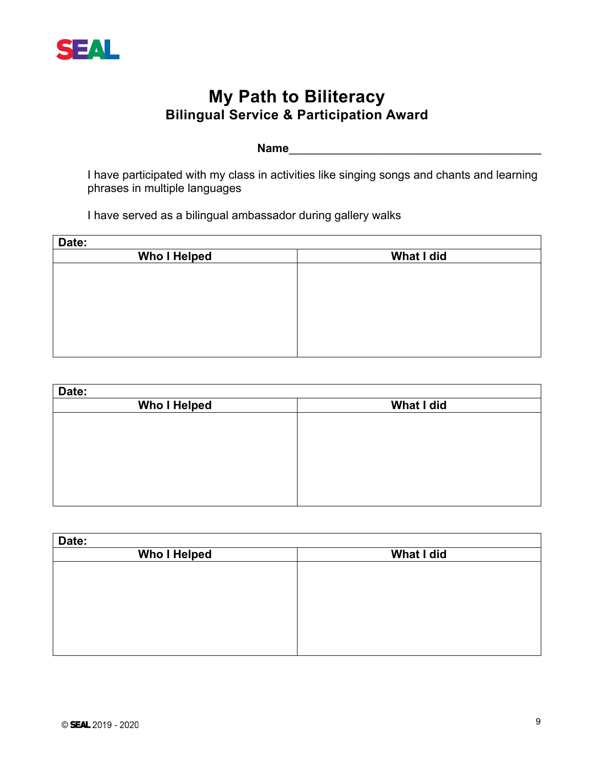# My Path to Biliteracy

## Bilingual Service & Participation Award

**Name**________________________________________

I have participated with my class in activities like singing songs and chants and learning phrases in multiple languages

I have served as a bilingual ambassador during gallery walks

| **Date:** | |
|---|---|
| **Who I Helped** | **What I did** |
| | |

| **Date:** | |
|---|---|
| **Who I Helped** | **What I did** |
| | |

| **Date:** | |
|---|---|
| **Who I Helped** | **What I did** |
| | |

© SEAL 2019 - 2020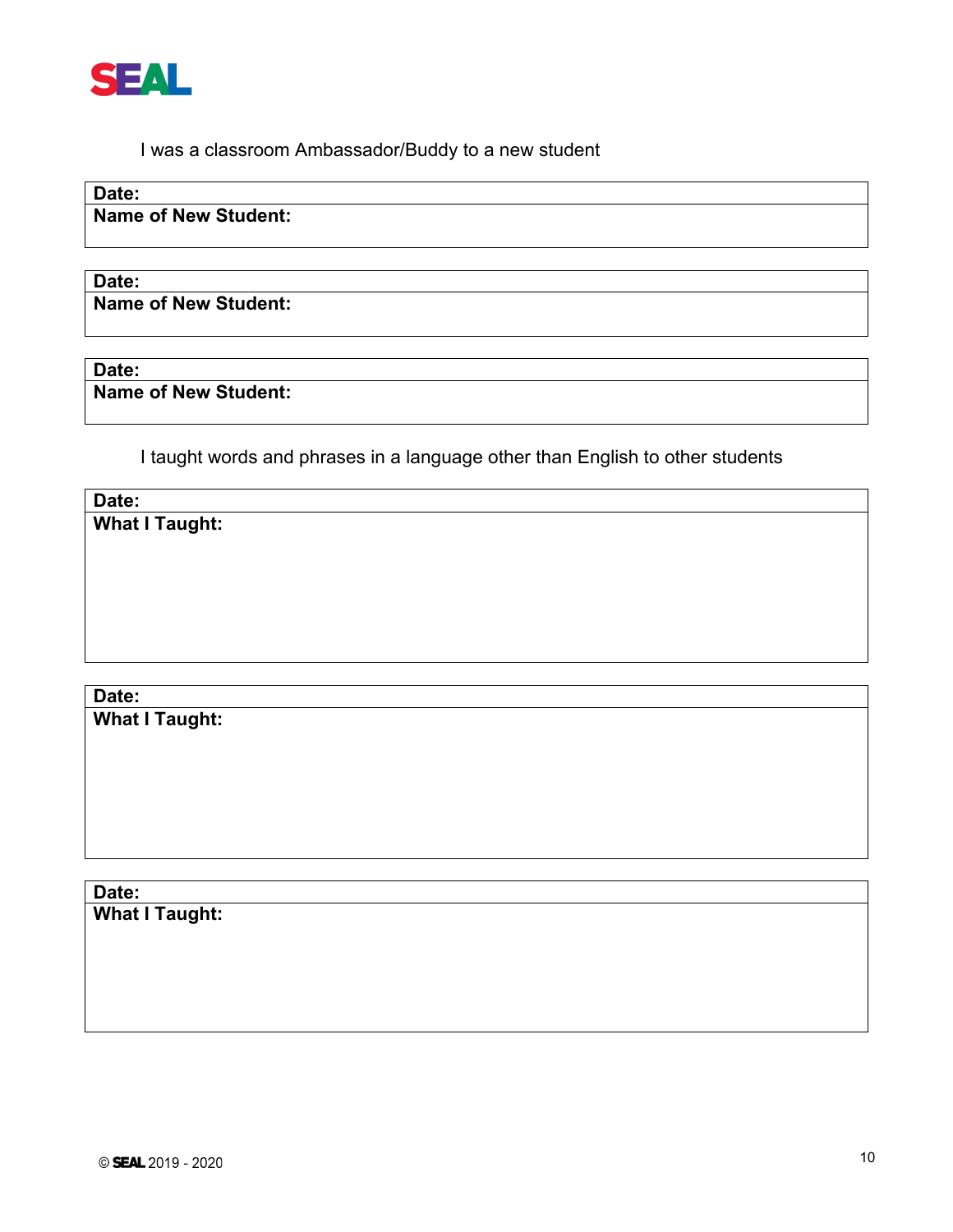SEAL

I was a classroom Ambassador/Buddy to a new student

| **Date:** |
|---|
| **Name of New Student:** |

| **Date:** |
|---|
| **Name of New Student:** |

| **Date:** |
|---|
| **Name of New Student:** |

I taught words and phrases in a language other than English to other students

| **Date:** |
|---|
| **What I Taught:** |

| **Date:** |
|---|
| **What I Taught:** |

| **Date:** |
|---|
| **What I Taught:** |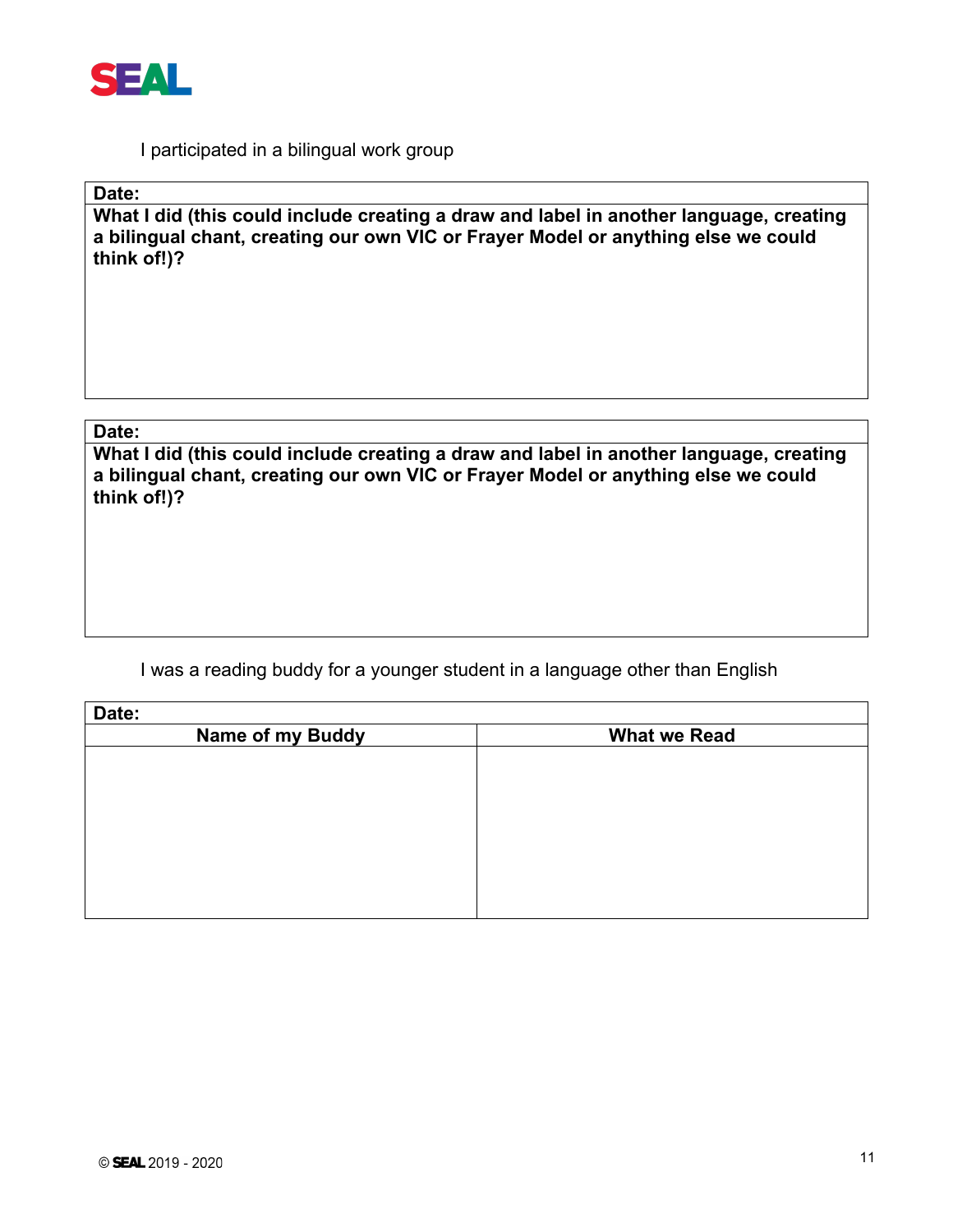I participated in a bilingual work group

| Date: |
| --- |
| **What I did (this could include creating a draw and label in another language, creating a bilingual chant, creating our own VIC or Frayer Model or anything else we could think of!)?** |

| Date: |
| --- |
| **What I did (this could include creating a draw and label in another language, creating a bilingual chant, creating our own VIC or Frayer Model or anything else we could think of!)?** |

I was a reading buddy for a younger student in a language other than English

| Date: | |
| --- | --- |
| **Name of my Buddy** | **What we Read** |
| | |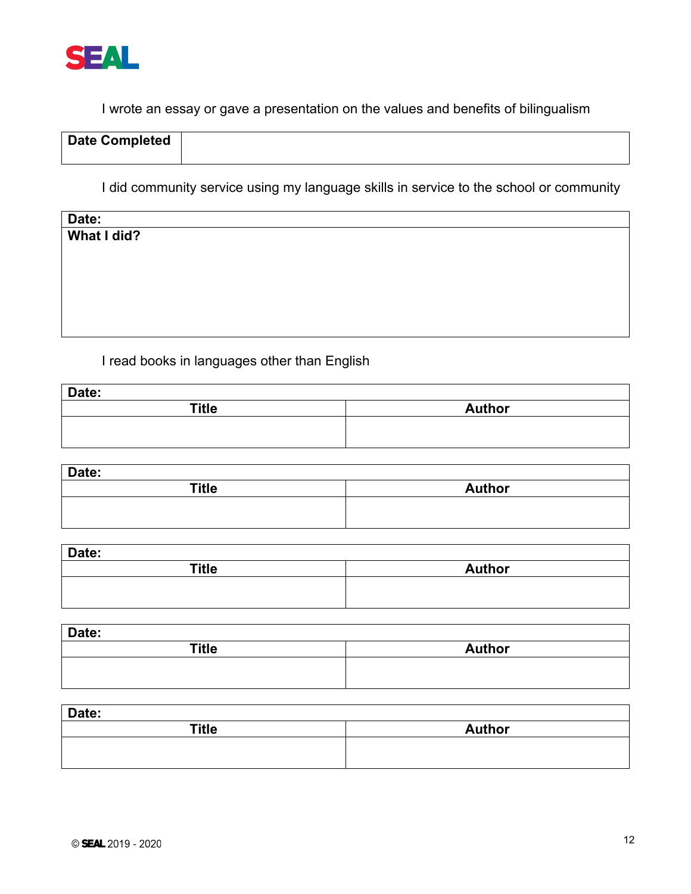SEAL

I wrote an essay or gave a presentation on the values and benefits of bilingualism

| | |
|---|---|
| **Date Completed** | |

I did community service using my language skills in service to the school or community

| |
|---|
| **Date:** |
| **What I did?** |

I read books in languages other than English

| **Date:** | |
|---|---|
| **Title** | **Author** |
| | |

| **Date:** | |
|---|---|
| **Title** | **Author** |
| | |

| **Date:** | |
|---|---|
| **Title** | **Author** |
| | |

| **Date:** | |
|---|---|
| **Title** | **Author** |
| | |

| **Date:** | |
|---|---|
| **Title** | **Author** |
| | |

© SEAL 2019 - 2020